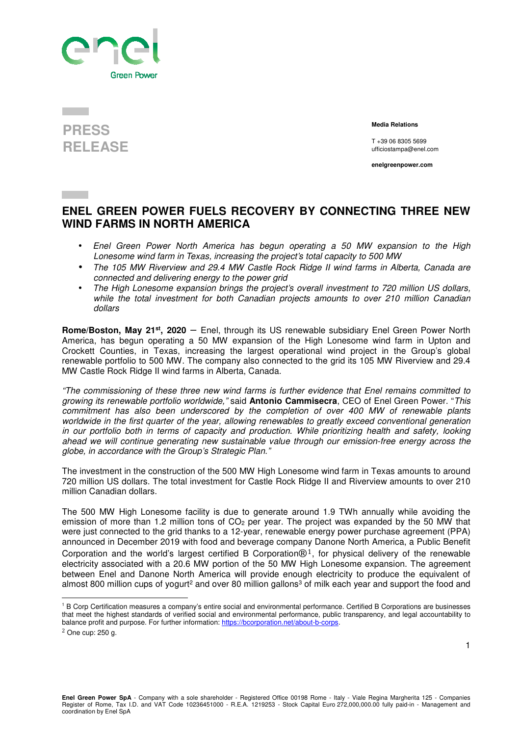**PRESS RELEASE**

**Media Relations**

T +39 06 8305 5699
ufficiostampa@enel.com

**enelgreenpower.com**

# ENEL GREEN POWER FUELS RECOVERY BY CONNECTING THREE NEW WIND FARMS IN NORTH AMERICA

- *Enel Green Power North America has begun operating a 50 MW expansion to the High Lonesome wind farm in Texas, increasing the project's total capacity to 500 MW*
- *The 105 MW Riverview and 29.4 MW Castle Rock Ridge II wind farms in Alberta, Canada are connected and delivering energy to the power grid*
- *The High Lonesome expansion brings the project's overall investment to 720 million US dollars, while the total investment for both Canadian projects amounts to over 210 million Canadian dollars*

**Rome/Boston, May 21st, 2020** – Enel, through its US renewable subsidiary Enel Green Power North America, has begun operating a 50 MW expansion of the High Lonesome wind farm in Upton and Crockett Counties, in Texas, increasing the largest operational wind project in the Group's global renewable portfolio to 500 MW. The company also connected to the grid its 105 MW Riverview and 29.4 MW Castle Rock Ridge II wind farms in Alberta, Canada.

*"The commissioning of these three new wind farms is further evidence that Enel remains committed to growing its renewable portfolio worldwide,"* said **Antonio Cammisecra**, CEO of Enel Green Power. *"This commitment has also been underscored by the completion of over 400 MW of renewable plants worldwide in the first quarter of the year, allowing renewables to greatly exceed conventional generation in our portfolio both in terms of capacity and production. While prioritizing health and safety, looking ahead we will continue generating new sustainable value through our emission-free energy across the globe, in accordance with the Group's Strategic Plan."*

The investment in the construction of the 500 MW High Lonesome wind farm in Texas amounts to around 720 million US dollars. The total investment for Castle Rock Ridge II and Riverview amounts to over 210 million Canadian dollars.

The 500 MW High Lonesome facility is due to generate around 1.9 TWh annually while avoiding the emission of more than 1.2 million tons of $CO_2$ per year. The project was expanded by the 50 MW that were just connected to the grid thanks to a 12-year, renewable energy power purchase agreement (PPA) announced in December 2019 with food and beverage company Danone North America, a Public Benefit Corporation and the world's largest certified B Corporation®[1], for physical delivery of the renewable electricity associated with a 20.6 MW portion of the 50 MW High Lonesome expansion. The agreement between Enel and Danone North America will provide enough electricity to produce the equivalent of almost 800 million cups of yogurt[2] and over 80 million gallons[3] of milk each year and support the food and

---

[1] B Corp Certification measures a company's entire social and environmental performance. Certified B Corporations are businesses that meet the highest standards of verified social and environmental performance, public transparency, and legal accountability to balance profit and purpose. For further information: https://bcorporation.net/about-b-corps.

[2] One cup: 250 g.

**Enel Green Power SpA** - Company with a sole shareholder - Registered Office 00198 Rome - Italy - Viale Regina Margherita 125 - Companies Register of Rome, Tax I.D. and VAT Code 10236451000 - R.E.A. 1219253 - Stock Capital Euro 272,000,000.00 fully paid-in - Management and coordination by Enel SpA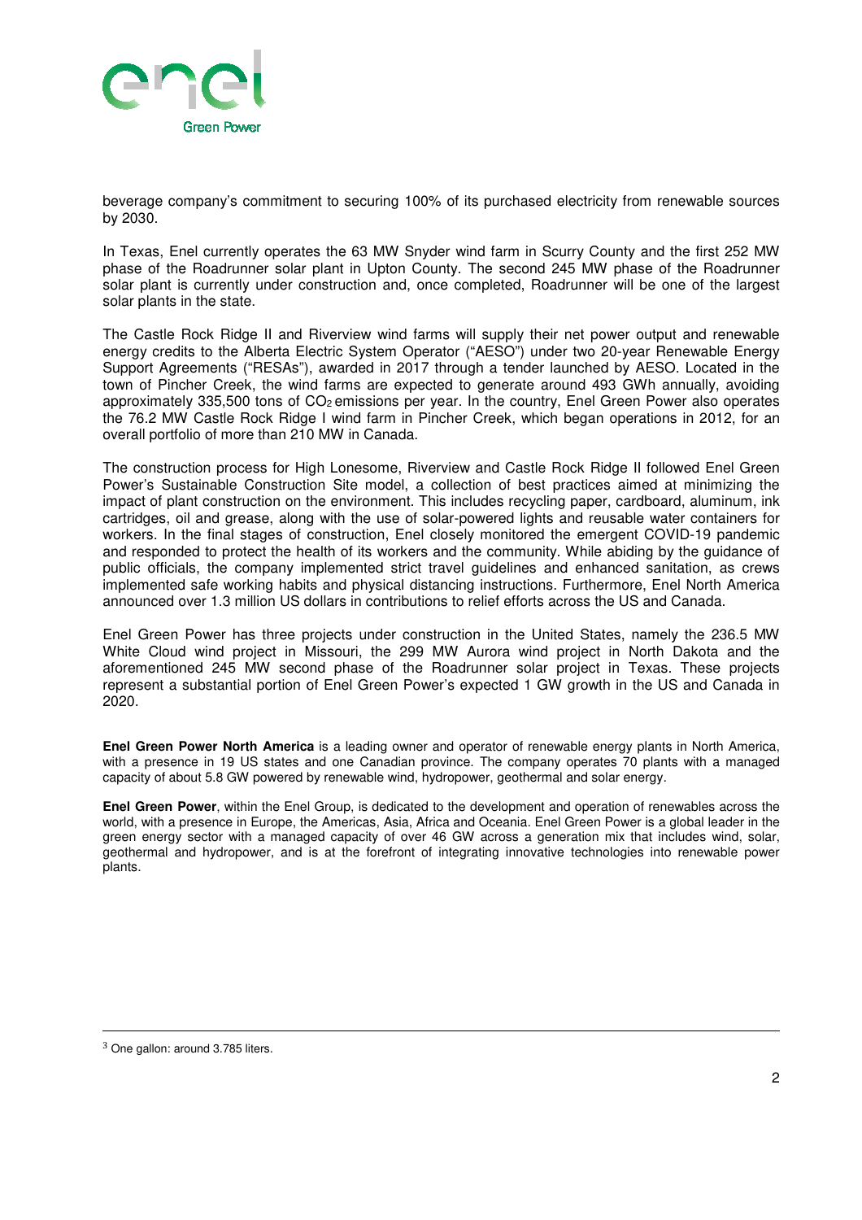beverage company's commitment to securing 100% of its purchased electricity from renewable sources by 2030.

In Texas, Enel currently operates the 63 MW Snyder wind farm in Scurry County and the first 252 MW phase of the Roadrunner solar plant in Upton County. The second 245 MW phase of the Roadrunner solar plant is currently under construction and, once completed, Roadrunner will be one of the largest solar plants in the state.

The Castle Rock Ridge II and Riverview wind farms will supply their net power output and renewable energy credits to the Alberta Electric System Operator ("AESO") under two 20-year Renewable Energy Support Agreements ("RESAs"), awarded in 2017 through a tender launched by AESO. Located in the town of Pincher Creek, the wind farms are expected to generate around 493 GWh annually, avoiding approximately 335,500 tons of $CO_2$ emissions per year. In the country, Enel Green Power also operates the 76.2 MW Castle Rock Ridge I wind farm in Pincher Creek, which began operations in 2012, for an overall portfolio of more than 210 MW in Canada.

The construction process for High Lonesome, Riverview and Castle Rock Ridge II followed Enel Green Power's Sustainable Construction Site model, a collection of best practices aimed at minimizing the impact of plant construction on the environment. This includes recycling paper, cardboard, aluminum, ink cartridges, oil and grease, along with the use of solar-powered lights and reusable water containers for workers. In the final stages of construction, Enel closely monitored the emergent COVID-19 pandemic and responded to protect the health of its workers and the community. While abiding by the guidance of public officials, the company implemented strict travel guidelines and enhanced sanitation, as crews implemented safe working habits and physical distancing instructions. Furthermore, Enel North America announced over 1.3 million US dollars in contributions to relief efforts across the US and Canada.

Enel Green Power has three projects under construction in the United States, namely the 236.5 MW White Cloud wind project in Missouri, the 299 MW Aurora wind project in North Dakota and the aforementioned 245 MW second phase of the Roadrunner solar project in Texas. These projects represent a substantial portion of Enel Green Power's expected 1 GW growth in the US and Canada in 2020.

**Enel Green Power North America** is a leading owner and operator of renewable energy plants in North America, with a presence in 19 US states and one Canadian province. The company operates 70 plants with a managed capacity of about 5.8 GW powered by renewable wind, hydropower, geothermal and solar energy.

**Enel Green Power**, within the Enel Group, is dedicated to the development and operation of renewables across the world, with a presence in Europe, the Americas, Asia, Africa and Oceania. Enel Green Power is a global leader in the green energy sector with a managed capacity of over 46 GW across a generation mix that includes wind, solar, geothermal and hydropower, and is at the forefront of integrating innovative technologies into renewable power plants.

---

[3] One gallon: around 3.785 liters.